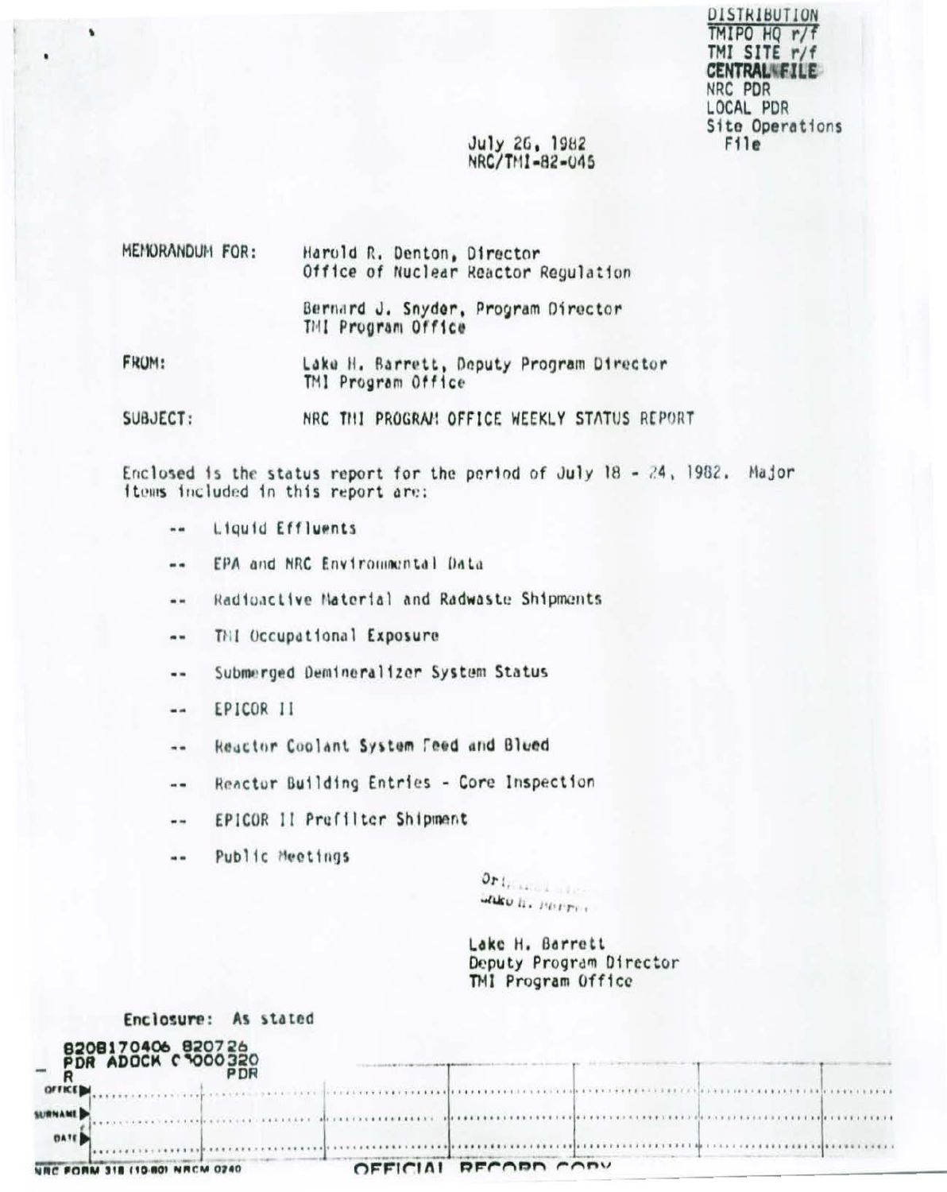DISTRIBUTION
TMIPO HQ r/f
TMI SITE r/f
CENTRAL FILE
NRC PDR
LOCAL PDR
Site Operations File

July 26, 1982
NRC/TMI-82-045

MEMORANDUM FOR: Harold R. Denton, Director
Office of Nuclear Reactor Regulation

Bernard J. Snyder, Program Director
TMI Program Office

FROM: Lake H. Barrett, Deputy Program Director
TMI Program Office

SUBJECT: NRC TMI PROGRAM OFFICE WEEKLY STATUS REPORT

Enclosed is the status report for the period of July 18 - 24, 1982. Major items included in this report are:

- -- Liquid Effluents
- -- EPA and NRC Environmental Data
- -- Radioactive Material and Radwaste Shipments
- -- TMI Occupational Exposure
- -- Submerged Demineralizer System Status
- -- EPICOR II
- -- Reactor Coolant System Feed and Bleed
- -- Reactor Building Entries - Core Inspection
- -- EPICOR II Prefilter Shipment
- -- Public Meetings

Original signed by
Lake H. Barrett

Lake H. Barrett
Deputy Program Director
TMI Program Office

Enclosure: As stated

8208170406 820726
PDR ADOCK 05000320
R PDR

| OFFICE | | | | | | | |
|---|---|---|---|---|---|---|---|
| SURNAME | | | | | | | |
| DATE | | | | | | | |

NRC FORM 318 (10-80) NRCM 0240

OFFICIAL RECORD COPY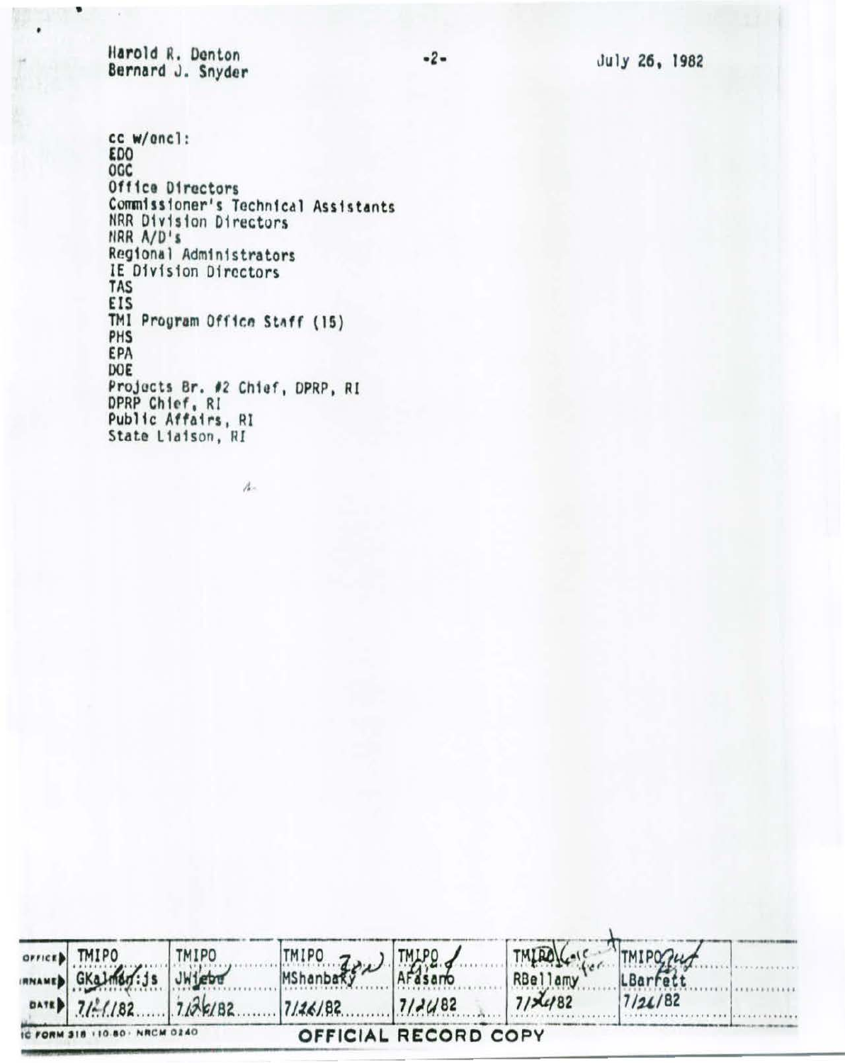Harold R. Denton
Bernard J. Snyder

July 26, 1982

cc w/encl:
EDO
OGC
Office Directors
Commissioner's Technical Assistants
NRR Division Directors
NRR A/D's
Regional Administrators
IE Division Directors
TAS
EIS
TMI Program Office Staff (15)
PHS
EPA
DOE
Projects Br. #2 Chief, DPRP, RI
DPRP Chief, RI
Public Affairs, RI
State Liaison, RI

| OFFICE | TMIPO | TMIPO | TMIPO | TMIPO | TMIPO | TMIPO | |
|---|---|---|---|---|---|---|---|
| SURNAME | GKalman:js | JWiebe | MShanbaky | AFasano | RBellamy | LBarrett | |
| DATE | 7/ /82 | 7/26/82 | 7/26/82 | 7/26/82 | 7/26/82 | 7/26/82 | |

NRC FORM 318 (10-80) NRCM 0240

OFFICIAL RECORD COPY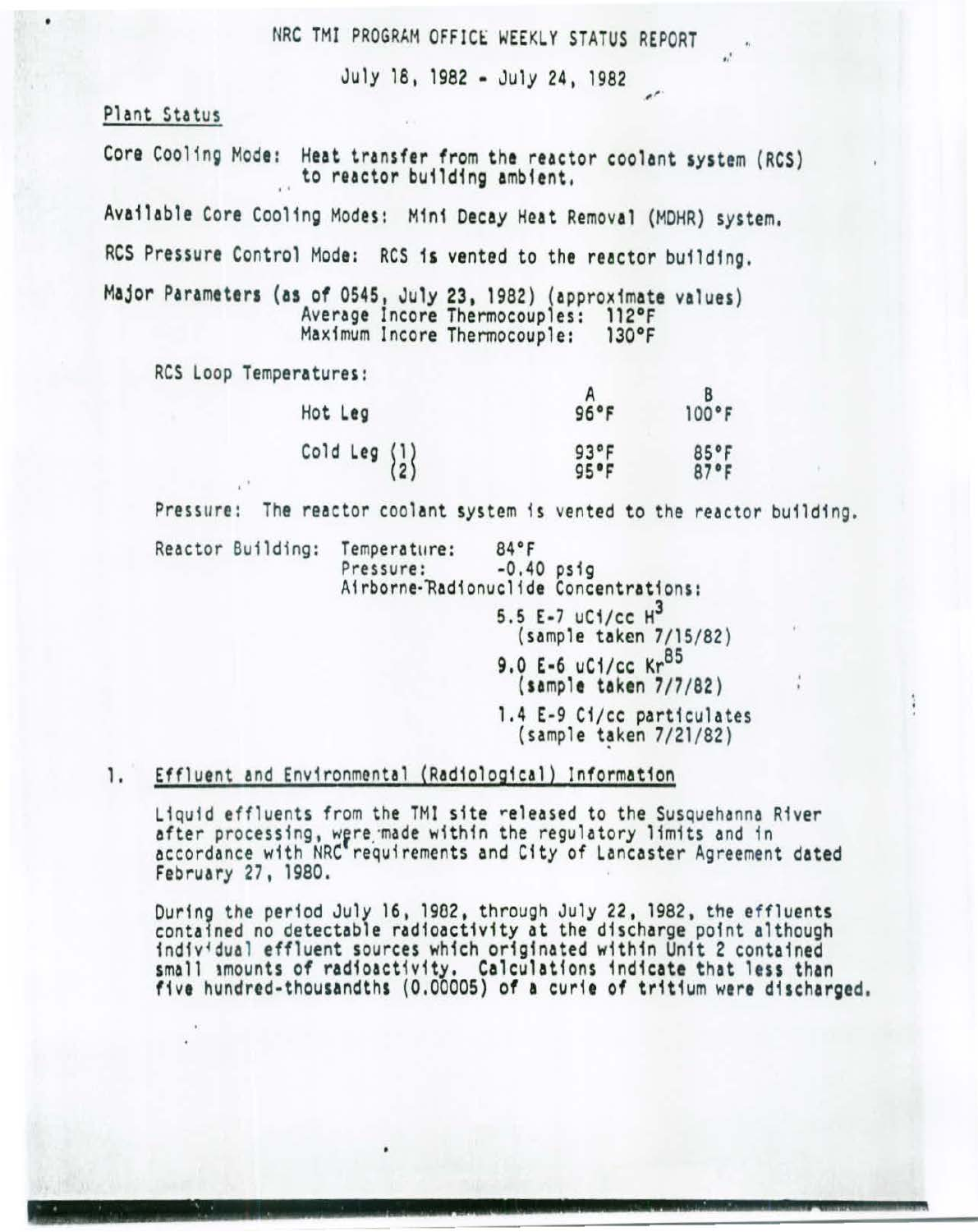# NRC TMI PROGRAM OFFICE WEEKLY STATUS REPORT

July 18, 1982 - July 24, 1982

## Plant Status

Core Cooling Mode: Heat transfer from the reactor coolant system (RCS) to reactor building ambient.

Available Core Cooling Modes: Mini Decay Heat Removal (MDHR) system.

RCS Pressure Control Mode: RCS is vented to the reactor building.

Major Parameters (as of 0545, July 23, 1982) (approximate values)
Average Incore Thermocouples: 112°F
Maximum Incore Thermocouple: 130°F

RCS Loop Temperatures:

| | A | B |
|---|---|---|
| Hot Leg | 96°F | 100°F |
| Cold Leg (1) | 93°F | 85°F |
| Cold Leg (2) | 95°F | 87°F |

Pressure: The reactor coolant system is vented to the reactor building.

Reactor Building: Temperature: 84°F
Pressure: -0.40 psig
Airborne-Radionuclide Concentrations:

5.5 E-7 uCi/cc $H^3$
(sample taken 7/15/82)

9.0 E-6 uCi/cc $Kr^{85}$
(sample taken 7/7/82)

1.4 E-9 Ci/cc particulates
(sample taken 7/21/82)

## 1. Effluent and Environmental (Radiological) Information

Liquid effluents from the TMI site released to the Susquehanna River after processing, were made within the regulatory limits and in accordance with NRC requirements and City of Lancaster Agreement dated February 27, 1980.

During the period July 16, 1982, through July 22, 1982, the effluents contained no detectable radioactivity at the discharge point although individual effluent sources which originated within Unit 2 contained small amounts of radioactivity. Calculations indicate that less than five hundred-thousandths (0.00005) of a curie of tritium were discharged.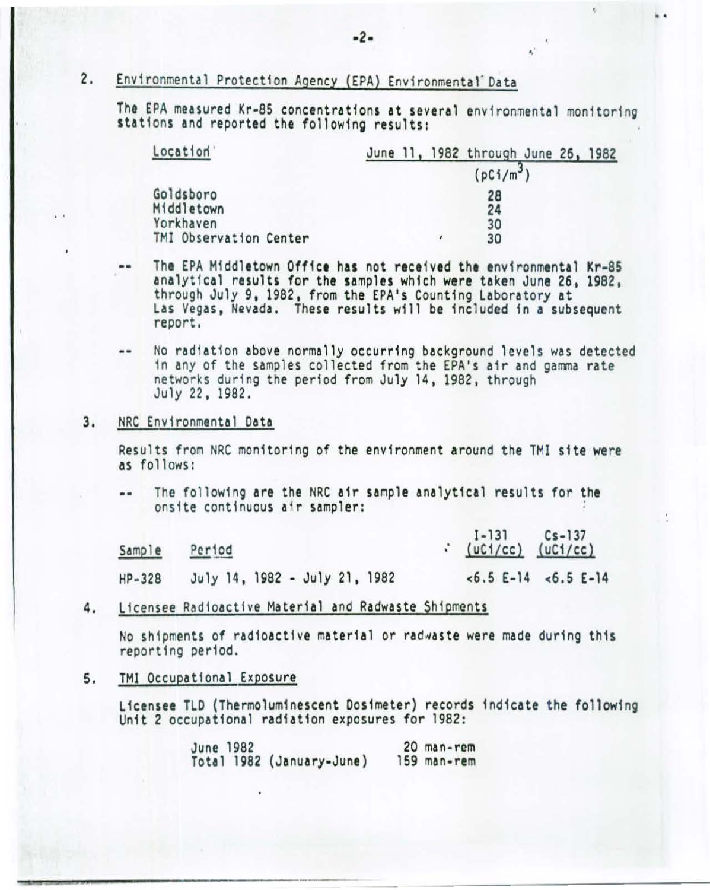2. Environmental Protection Agency (EPA) Environmental Data

The EPA measured Kr-85 concentrations at several environmental monitoring stations and reported the following results:

| Location | June 11, 1982 through June 26, 1982 ($pCi/m^3$) |
|---|---|
| Goldsboro | 28 |
| Middletown | 24 |
| Yorkhaven | 30 |
| TMI Observation Center | 30 |

-- The EPA Middletown Office has not received the environmental Kr-85 analytical results for the samples which were taken June 26, 1982, through July 9, 1982, from the EPA's Counting Laboratory at Las Vegas, Nevada. These results will be included in a subsequent report.

-- No radiation above normally occurring background levels was detected in any of the samples collected from the EPA's air and gamma rate networks during the period from July 14, 1982, through July 22, 1982.

3. NRC Environmental Data

Results from NRC monitoring of the environment around the TMI site were as follows:

-- The following are the NRC air sample analytical results for the onsite continuous air sampler:

| Sample | Period | I-131 (uCi/cc) | Cs-137 (uCi/cc) |
|---|---|---|---|
| HP-328 | July 14, 1982 - July 21, 1982 | <6.5 E-14 | <6.5 E-14 |

4. Licensee Radioactive Material and Radwaste Shipments

No shipments of radioactive material or radwaste were made during this reporting period.

5. TMI Occupational Exposure

Licensee TLD (Thermoluminescent Dosimeter) records indicate the following Unit 2 occupational radiation exposures for 1982:

| | |
|---|---|
| June 1982 | 20 man-rem |
| Total 1982 (January-June) | 159 man-rem |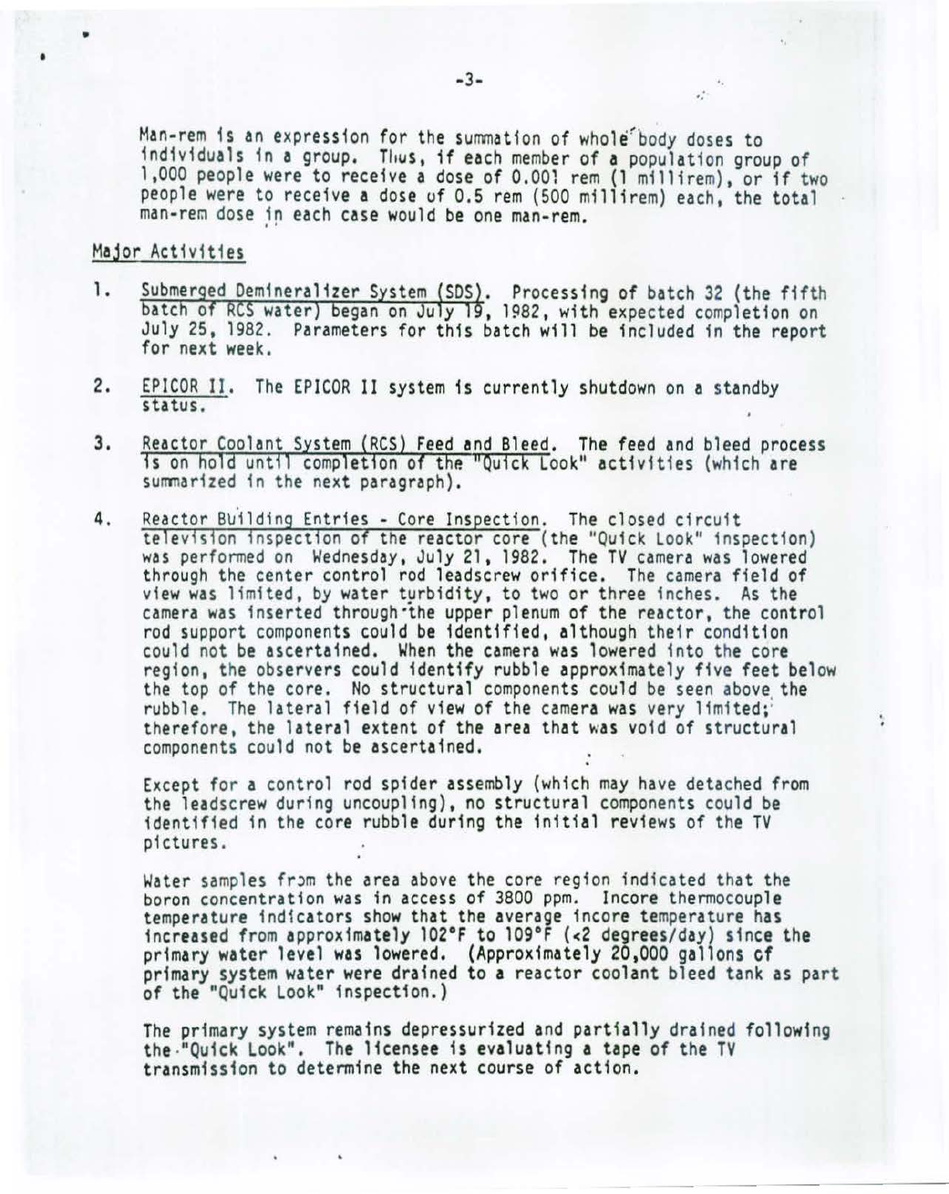Man-rem is an expression for the summation of whole body doses to individuals in a group. Thus, if each member of a population group of 1,000 people were to receive a dose of 0.001 rem (1 millirem), or if two people were to receive a dose of 0.5 rem (500 millirem) each, the total man-rem dose in each case would be one man-rem.

## Major Activities

1. Submerged Demineralizer System (SDS). Processing of batch 32 (the fifth batch of RCS water) began on July 19, 1982, with expected completion on July 25, 1982. Parameters for this batch will be included in the report for next week.

2. EPICOR II. The EPICOR II system is currently shutdown on a standby status.

3. Reactor Coolant System (RCS) Feed and Bleed. The feed and bleed process is on hold until completion of the "Quick Look" activities (which are summarized in the next paragraph).

4. Reactor Building Entries - Core Inspection. The closed circuit television inspection of the reactor core (the "Quick Look" inspection) was performed on Wednesday, July 21, 1982. The TV camera was lowered through the center control rod leadscrew orifice. The camera field of view was limited, by water turbidity, to two or three inches. As the camera was inserted through the upper plenum of the reactor, the control rod support components could be identified, although their condition could not be ascertained. When the camera was lowered into the core region, the observers could identify rubble approximately five feet below the top of the core. No structural components could be seen above the rubble. The lateral field of view of the camera was very limited; therefore, the lateral extent of the area that was void of structural components could not be ascertained.

   Except for a control rod spider assembly (which may have detached from the leadscrew during uncoupling), no structural components could be identified in the core rubble during the initial reviews of the TV pictures.

   Water samples from the area above the core region indicated that the boron concentration was in access of 3800 ppm. Incore thermocouple temperature indicators show that the average incore temperature has increased from approximately 102°F to 109°F (<2 degrees/day) since the primary water level was lowered. (Approximately 20,000 gallons of primary system water were drained to a reactor coolant bleed tank as part of the "Quick Look" inspection.)

   The primary system remains depressurized and partially drained following the "Quick Look". The licensee is evaluating a tape of the TV transmission to determine the next course of action.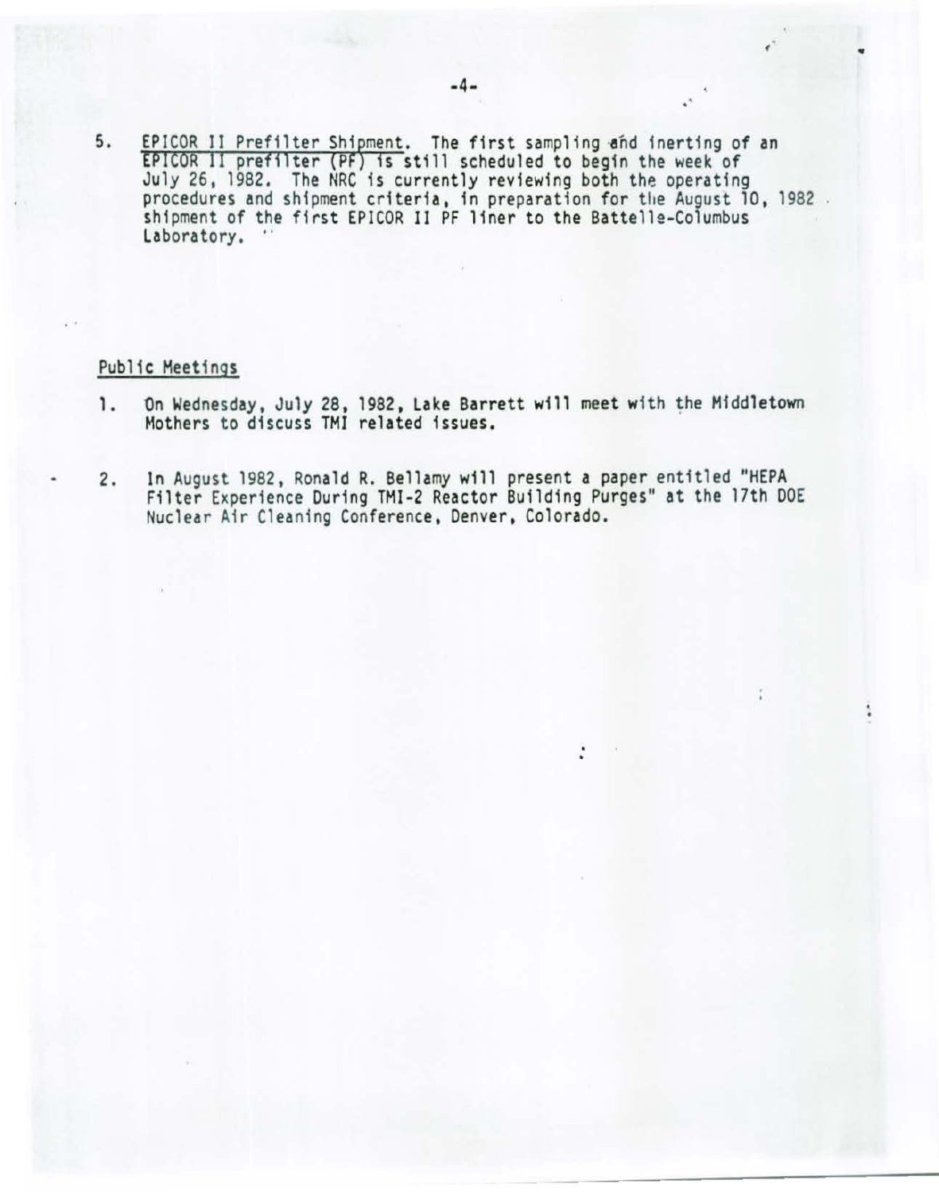5. EPICOR II Prefilter Shipment. The first sampling and inerting of an EPICOR II prefilter (PF) is still scheduled to begin the week of July 26, 1982. The NRC is currently reviewing both the operating procedures and shipment criteria, in preparation for the August 10, 1982 shipment of the first EPICOR II PF liner to the Battelle-Columbus Laboratory.

## Public Meetings

1. On Wednesday, July 28, 1982, Lake Barrett will meet with the Middletown Mothers to discuss TMI related issues.

2. In August 1982, Ronald R. Bellamy will present a paper entitled "HEPA Filter Experience During TMI-2 Reactor Building Purges" at the 17th DOE Nuclear Air Cleaning Conference, Denver, Colorado.